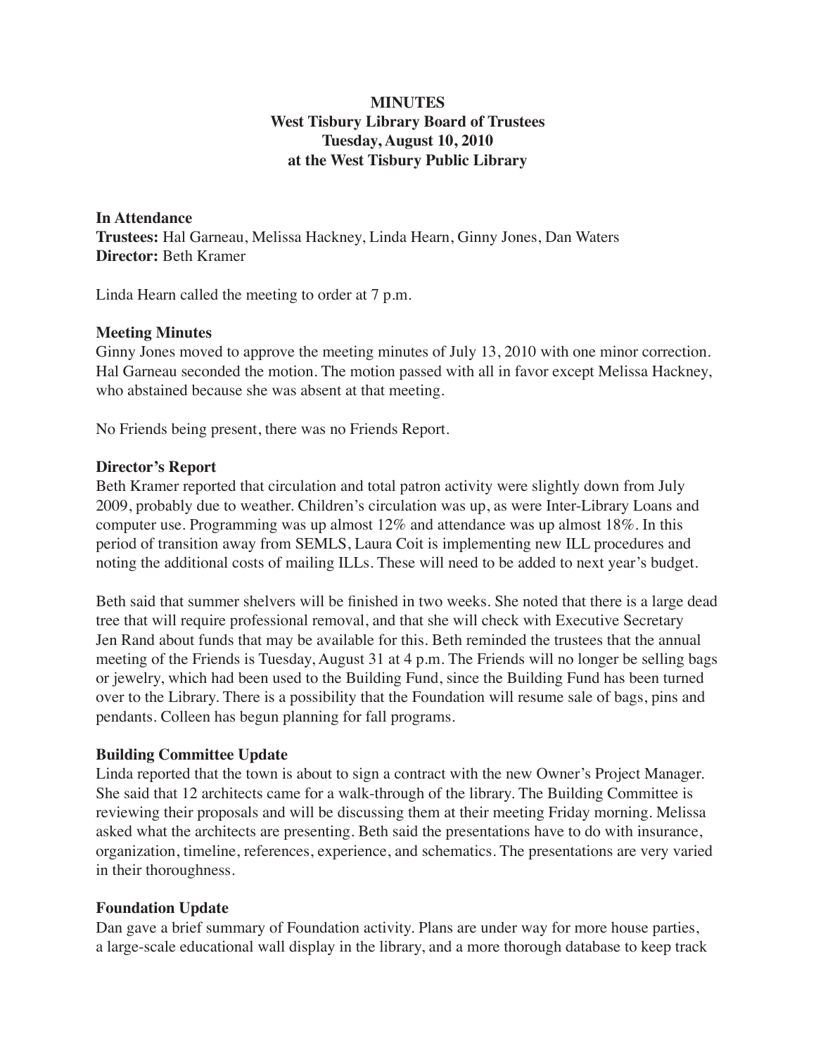**MINUTES**
**West Tisbury Library Board of Trustees**
**Tuesday, August 10, 2010**
**at the West Tisbury Public Library**

**In Attendance**
**Trustees:** Hal Garneau, Melissa Hackney, Linda Hearn, Ginny Jones, Dan Waters
**Director:** Beth Kramer

Linda Hearn called the meeting to order at 7 p.m.

**Meeting Minutes**
Ginny Jones moved to approve the meeting minutes of July 13, 2010 with one minor correction. Hal Garneau seconded the motion. The motion passed with all in favor except Melissa Hackney, who abstained because she was absent at that meeting.

No Friends being present, there was no Friends Report.

**Director's Report**
Beth Kramer reported that circulation and total patron activity were slightly down from July 2009, probably due to weather. Children's circulation was up, as were Inter-Library Loans and computer use. Programming was up almost 12% and attendance was up almost 18%. In this period of transition away from SEMLS, Laura Coit is implementing new ILL procedures and noting the additional costs of mailing ILLs. These will need to be added to next year's budget.

Beth said that summer shelvers will be finished in two weeks. She noted that there is a large dead tree that will require professional removal, and that she will check with Executive Secretary Jen Rand about funds that may be available for this. Beth reminded the trustees that the annual meeting of the Friends is Tuesday, August 31 at 4 p.m. The Friends will no longer be selling bags or jewelry, which had been used to the Building Fund, since the Building Fund has been turned over to the Library. There is a possibility that the Foundation will resume sale of bags, pins and pendants. Colleen has begun planning for fall programs.

**Building Committee Update**
Linda reported that the town is about to sign a contract with the new Owner's Project Manager. She said that 12 architects came for a walk-through of the library. The Building Committee is reviewing their proposals and will be discussing them at their meeting Friday morning. Melissa asked what the architects are presenting. Beth said the presentations have to do with insurance, organization, timeline, references, experience, and schematics. The presentations are very varied in their thoroughness.

**Foundation Update**
Dan gave a brief summary of Foundation activity. Plans are under way for more house parties, a large-scale educational wall display in the library, and a more thorough database to keep track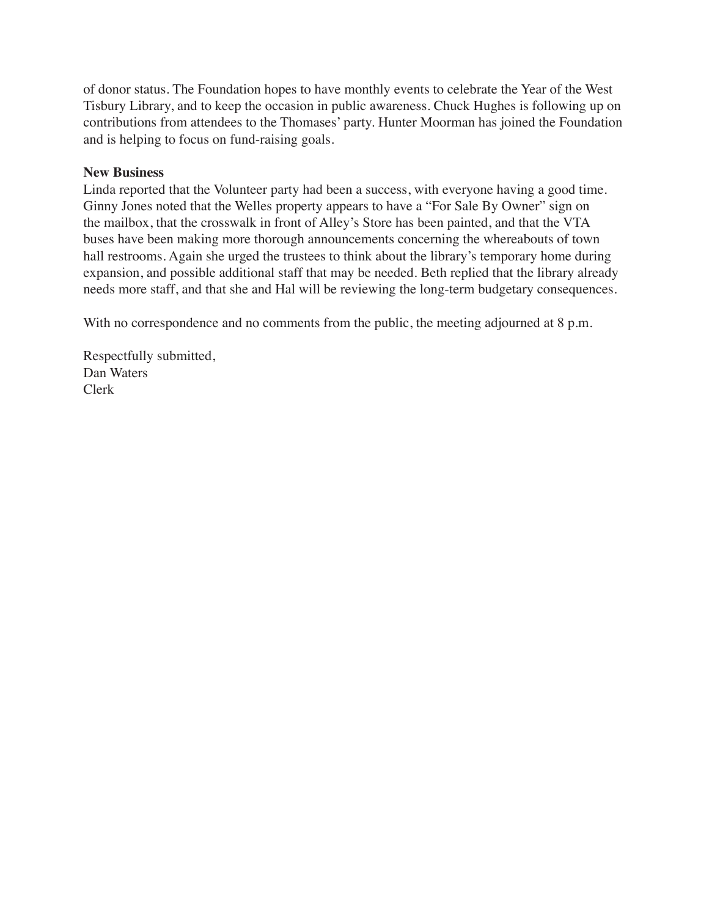of donor status. The Foundation hopes to have monthly events to celebrate the Year of the West Tisbury Library, and to keep the occasion in public awareness. Chuck Hughes is following up on contributions from attendees to the Thomases' party. Hunter Moorman has joined the Foundation and is helping to focus on fund-raising goals.

**New Business**

Linda reported that the Volunteer party had been a success, with everyone having a good time. Ginny Jones noted that the Welles property appears to have a "For Sale By Owner" sign on the mailbox, that the crosswalk in front of Alley's Store has been painted, and that the VTA buses have been making more thorough announcements concerning the whereabouts of town hall restrooms. Again she urged the trustees to think about the library's temporary home during expansion, and possible additional staff that may be needed. Beth replied that the library already needs more staff, and that she and Hal will be reviewing the long-term budgetary consequences.

With no correspondence and no comments from the public, the meeting adjourned at 8 p.m.

Respectfully submitted,
Dan Waters
Clerk